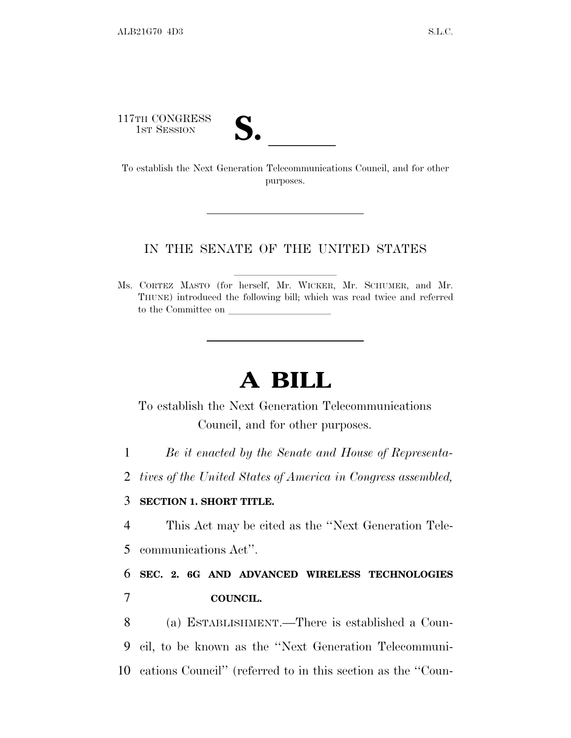117TH CONGRESS
1ST SESSION

# S. \_\_\_\_\_\_

To establish the Next Generation Telecommunications Council, and for other purposes.

---

IN THE SENATE OF THE UNITED STATES

---

Ms. CORTEZ MASTO (for herself, Mr. WICKER, Mr. SCHUMER, and Mr. THUNE) introduced the following bill; which was read twice and referred to the Committee on \_\_\_\_\_\_\_\_\_\_\_\_\_\_\_\_\_\_\_\_

---

# A BILL

To establish the Next Generation Telecommunications Council, and for other purposes.

*Be it enacted by the Senate and House of Representatives of the United States of America in Congress assembled,*

**SECTION 1. SHORT TITLE.**

This Act may be cited as the ''Next Generation Telecommunications Act''.

**SEC. 2. 6G AND ADVANCED WIRELESS TECHNOLOGIES COUNCIL.**

(a) ESTABLISHMENT.—There is established a Council, to be known as the ''Next Generation Telecommunications Council'' (referred to in this section as the ''Coun-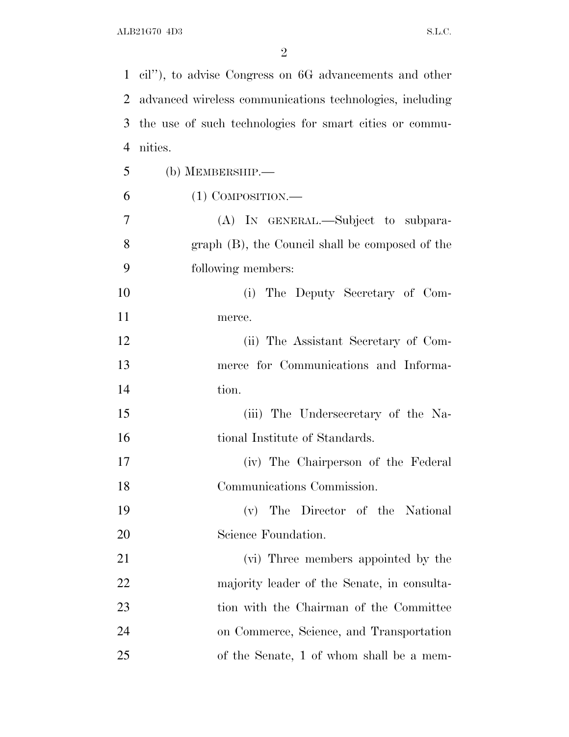cil''), to advise Congress on 6G advancements and other advanced wireless communications technologies, including the use of such technologies for smart cities or communities.

(b) MEMBERSHIP.—

(1) COMPOSITION.—

(A) IN GENERAL.—Subject to subparagraph (B), the Council shall be composed of the following members:

(i) The Deputy Secretary of Commerce.

(ii) The Assistant Secretary of Commerce for Communications and Information.

(iii) The Undersecretary of the National Institute of Standards.

(iv) The Chairperson of the Federal Communications Commission.

(v) The Director of the National Science Foundation.

(vi) Three members appointed by the majority leader of the Senate, in consultation with the Chairman of the Committee on Commerce, Science, and Transportation of the Senate, 1 of whom shall be a mem-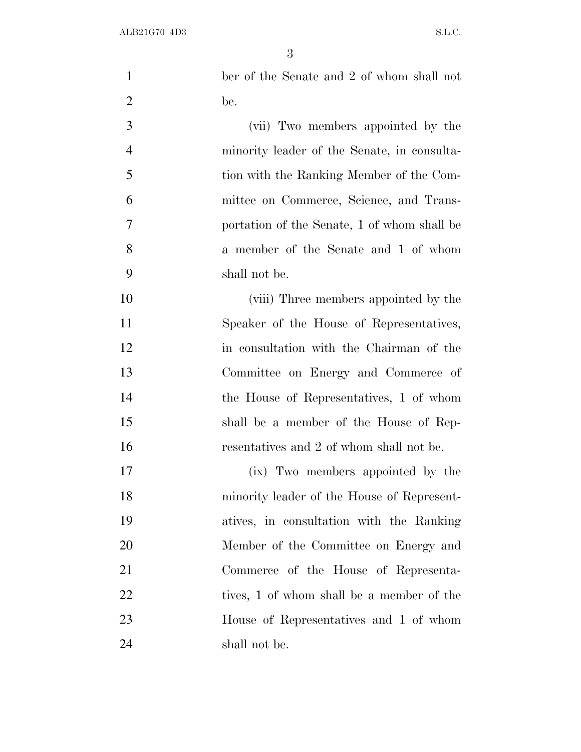ber of the Senate and 2 of whom shall not be.

(vii) Two members appointed by the minority leader of the Senate, in consultation with the Ranking Member of the Committee on Commerce, Science, and Transportation of the Senate, 1 of whom shall be a member of the Senate and 1 of whom shall not be.

(viii) Three members appointed by the Speaker of the House of Representatives, in consultation with the Chairman of the Committee on Energy and Commerce of the House of Representatives, 1 of whom shall be a member of the House of Representatives and 2 of whom shall not be.

(ix) Two members appointed by the minority leader of the House of Representatives, in consultation with the Ranking Member of the Committee on Energy and Commerce of the House of Representatives, 1 of whom shall be a member of the House of Representatives and 1 of whom shall not be.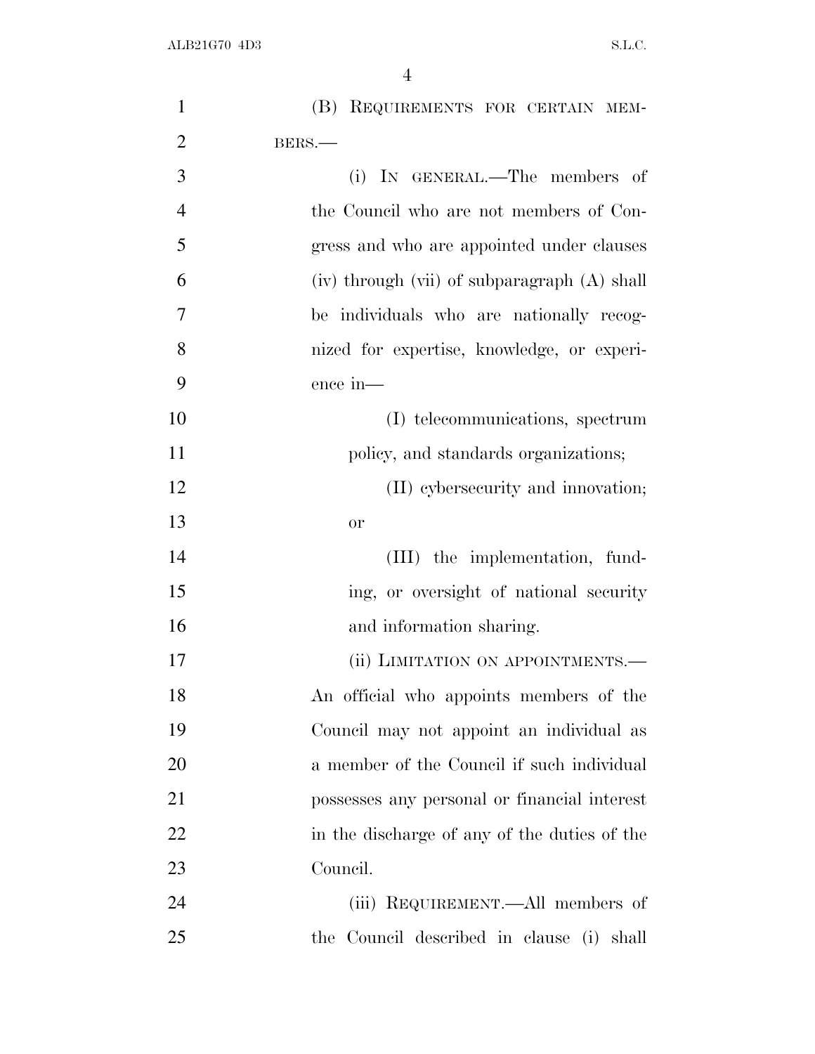(B) REQUIREMENTS FOR CERTAIN MEMBERS.—

(i) IN GENERAL.—The members of the Council who are not members of Congress and who are appointed under clauses (iv) through (vii) of subparagraph (A) shall be individuals who are nationally recognized for expertise, knowledge, or experience in—

(I) telecommunications, spectrum policy, and standards organizations;

(II) cybersecurity and innovation; or

(III) the implementation, funding, or oversight of national security and information sharing.

(ii) LIMITATION ON APPOINTMENTS.—An official who appoints members of the Council may not appoint an individual as a member of the Council if such individual possesses any personal or financial interest in the discharge of any of the duties of the Council.

(iii) REQUIREMENT.—All members of the Council described in clause (i) shall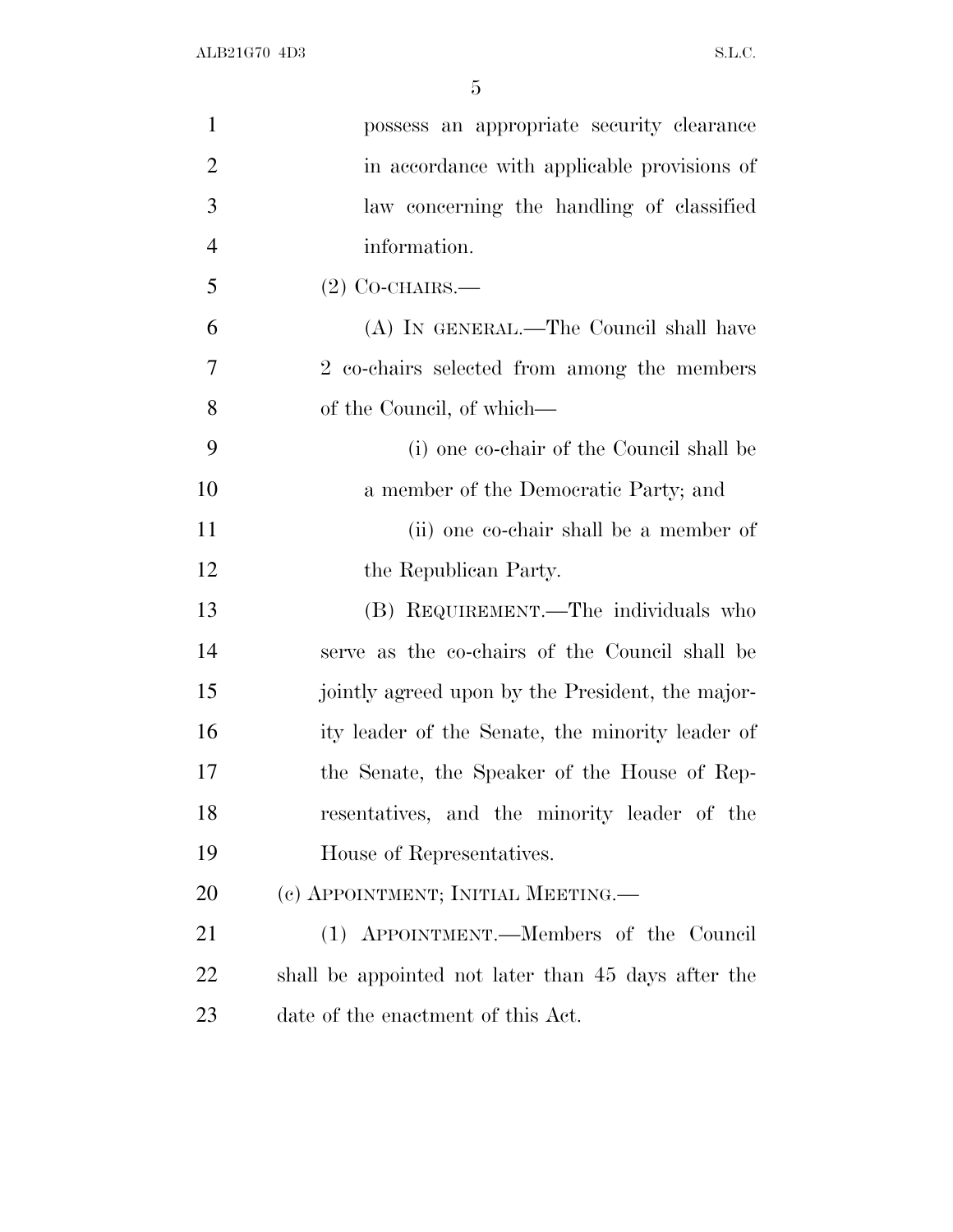possess an appropriate security clearance in accordance with applicable provisions of law concerning the handling of classified information.

(2) CO-CHAIRS.—

(A) IN GENERAL.—The Council shall have 2 co-chairs selected from among the members of the Council, of which—

(i) one co-chair of the Council shall be a member of the Democratic Party; and

(ii) one co-chair shall be a member of the Republican Party.

(B) REQUIREMENT.—The individuals who serve as the co-chairs of the Council shall be jointly agreed upon by the President, the majority leader of the Senate, the minority leader of the Senate, the Speaker of the House of Representatives, and the minority leader of the House of Representatives.

(c) APPOINTMENT; INITIAL MEETING.—

(1) APPOINTMENT.—Members of the Council shall be appointed not later than 45 days after the date of the enactment of this Act.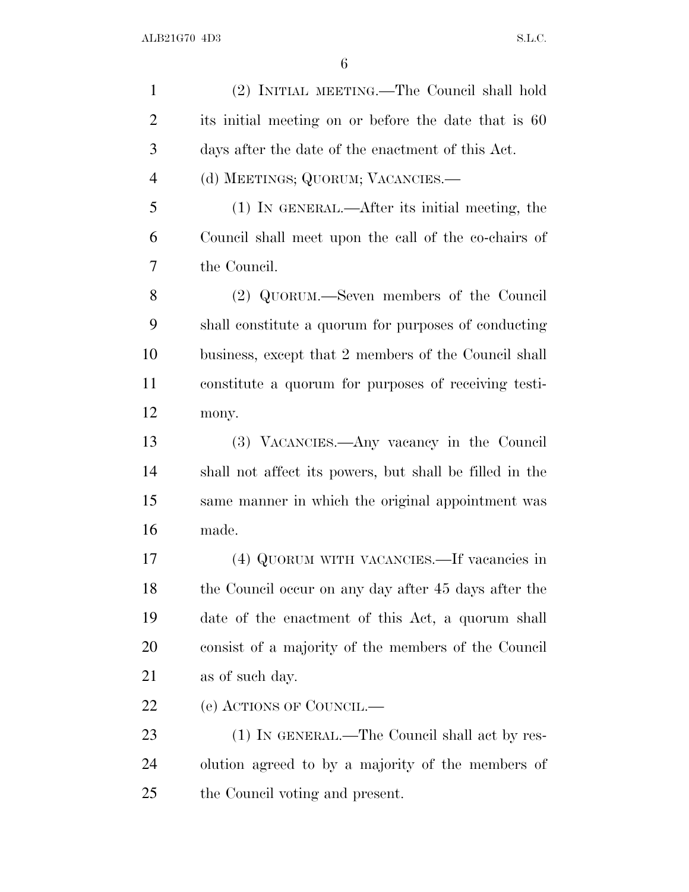(2) INITIAL MEETING.—The Council shall hold its initial meeting on or before the date that is 60 days after the date of the enactment of this Act.

(d) MEETINGS; QUORUM; VACANCIES.—

(1) IN GENERAL.—After its initial meeting, the Council shall meet upon the call of the co-chairs of the Council.

(2) QUORUM.—Seven members of the Council shall constitute a quorum for purposes of conducting business, except that 2 members of the Council shall constitute a quorum for purposes of receiving testimony.

(3) VACANCIES.—Any vacancy in the Council shall not affect its powers, but shall be filled in the same manner in which the original appointment was made.

(4) QUORUM WITH VACANCIES.—If vacancies in the Council occur on any day after 45 days after the date of the enactment of this Act, a quorum shall consist of a majority of the members of the Council as of such day.

(e) ACTIONS OF COUNCIL.—

(1) IN GENERAL.—The Council shall act by resolution agreed to by a majority of the members of the Council voting and present.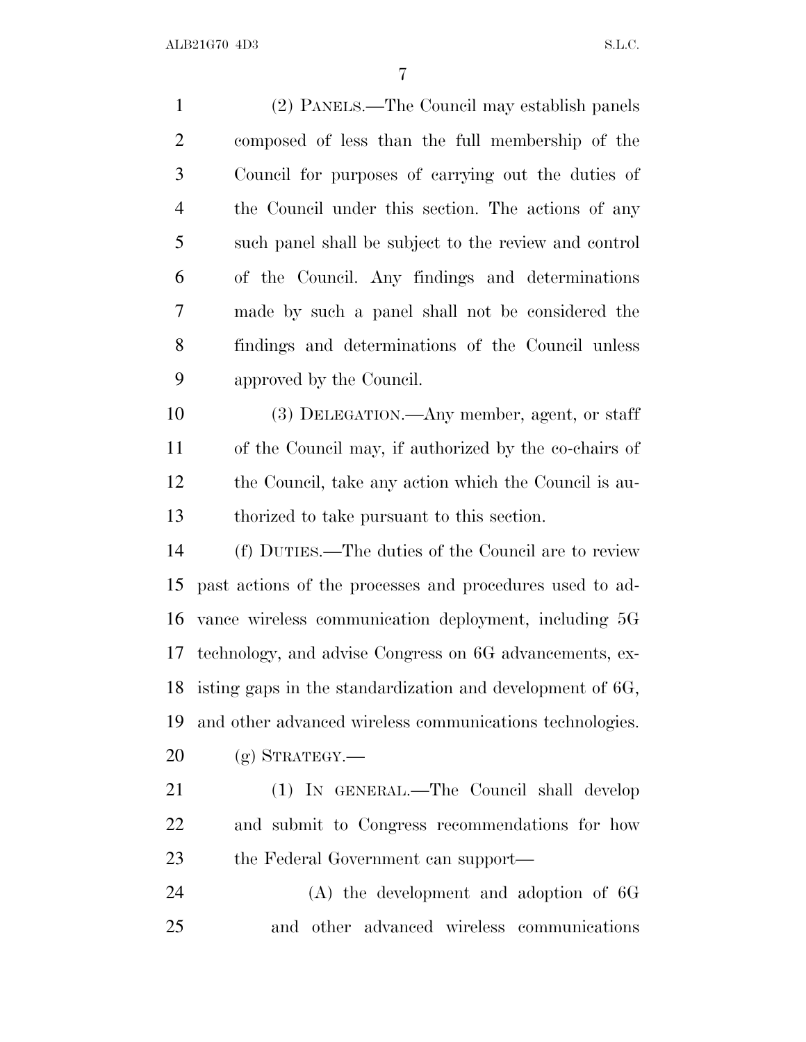(2) PANELS.—The Council may establish panels composed of less than the full membership of the Council for purposes of carrying out the duties of the Council under this section. The actions of any such panel shall be subject to the review and control of the Council. Any findings and determinations made by such a panel shall not be considered the findings and determinations of the Council unless approved by the Council.

(3) DELEGATION.—Any member, agent, or staff of the Council may, if authorized by the co-chairs of the Council, take any action which the Council is authorized to take pursuant to this section.

(f) DUTIES.—The duties of the Council are to review past actions of the processes and procedures used to advance wireless communication deployment, including 5G technology, and advise Congress on 6G advancements, existing gaps in the standardization and development of 6G, and other advanced wireless communications technologies.

(g) STRATEGY.—

(1) IN GENERAL.—The Council shall develop and submit to Congress recommendations for how the Federal Government can support—

(A) the development and adoption of 6G and other advanced wireless communications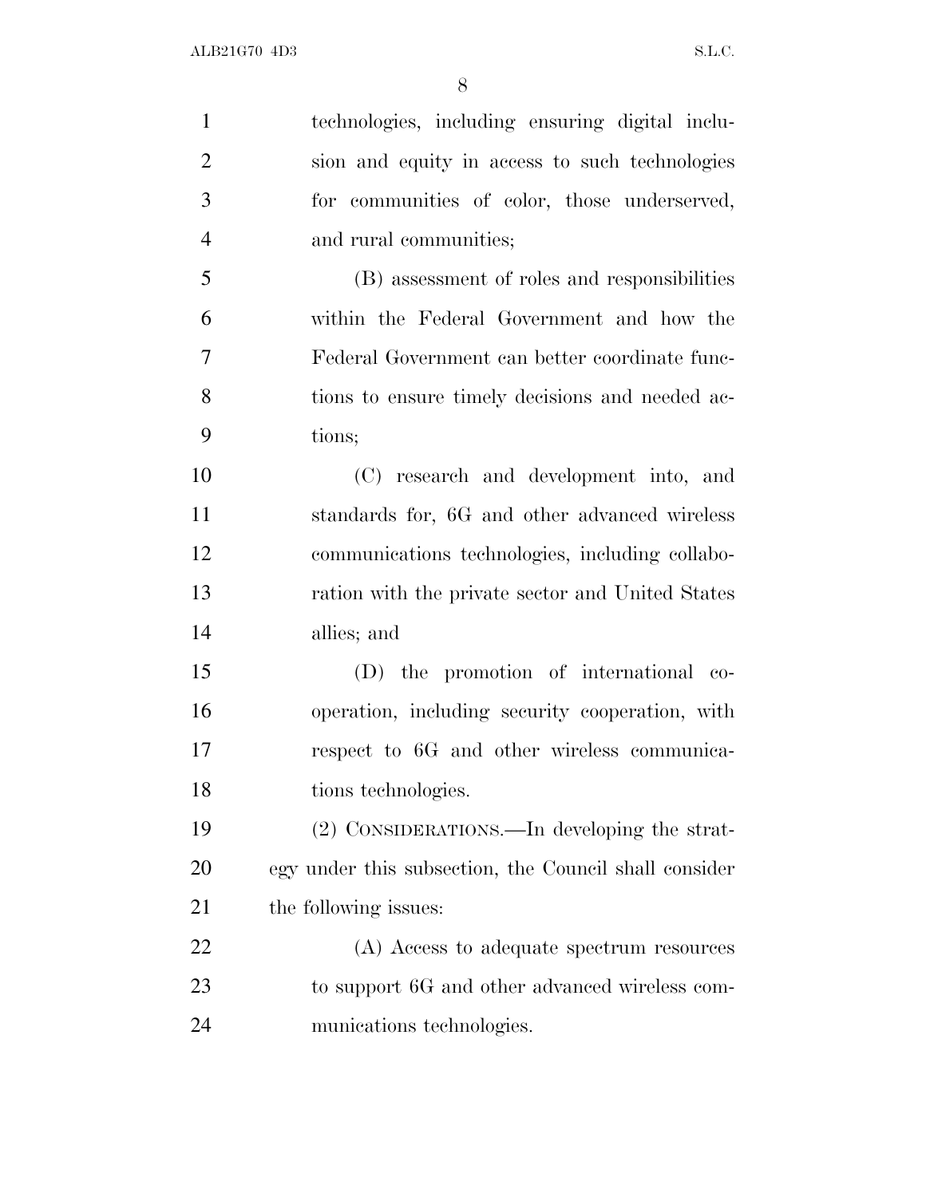technologies, including ensuring digital inclusion and equity in access to such technologies for communities of color, those underserved, and rural communities;

(B) assessment of roles and responsibilities within the Federal Government and how the Federal Government can better coordinate functions to ensure timely decisions and needed actions;

(C) research and development into, and standards for, 6G and other advanced wireless communications technologies, including collaboration with the private sector and United States allies; and

(D) the promotion of international cooperation, including security cooperation, with respect to 6G and other wireless communications technologies.

(2) CONSIDERATIONS.—In developing the strategy under this subsection, the Council shall consider the following issues:

(A) Access to adequate spectrum resources to support 6G and other advanced wireless communications technologies.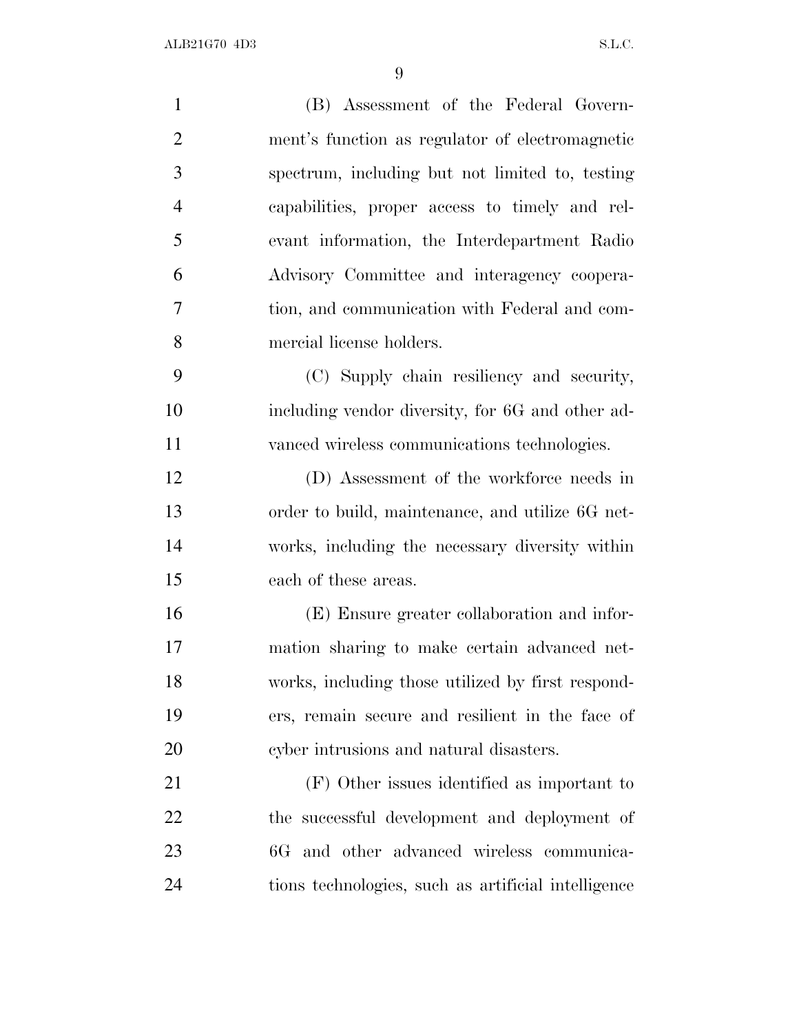(B) Assessment of the Federal Government's function as regulator of electromagnetic spectrum, including but not limited to, testing capabilities, proper access to timely and relevant information, the Interdepartment Radio Advisory Committee and interagency cooperation, and communication with Federal and commercial license holders.

(C) Supply chain resiliency and security, including vendor diversity, for 6G and other advanced wireless communications technologies.

(D) Assessment of the workforce needs in order to build, maintenance, and utilize 6G networks, including the necessary diversity within each of these areas.

(E) Ensure greater collaboration and information sharing to make certain advanced networks, including those utilized by first responders, remain secure and resilient in the face of cyber intrusions and natural disasters.

(F) Other issues identified as important to the successful development and deployment of 6G and other advanced wireless communications technologies, such as artificial intelligence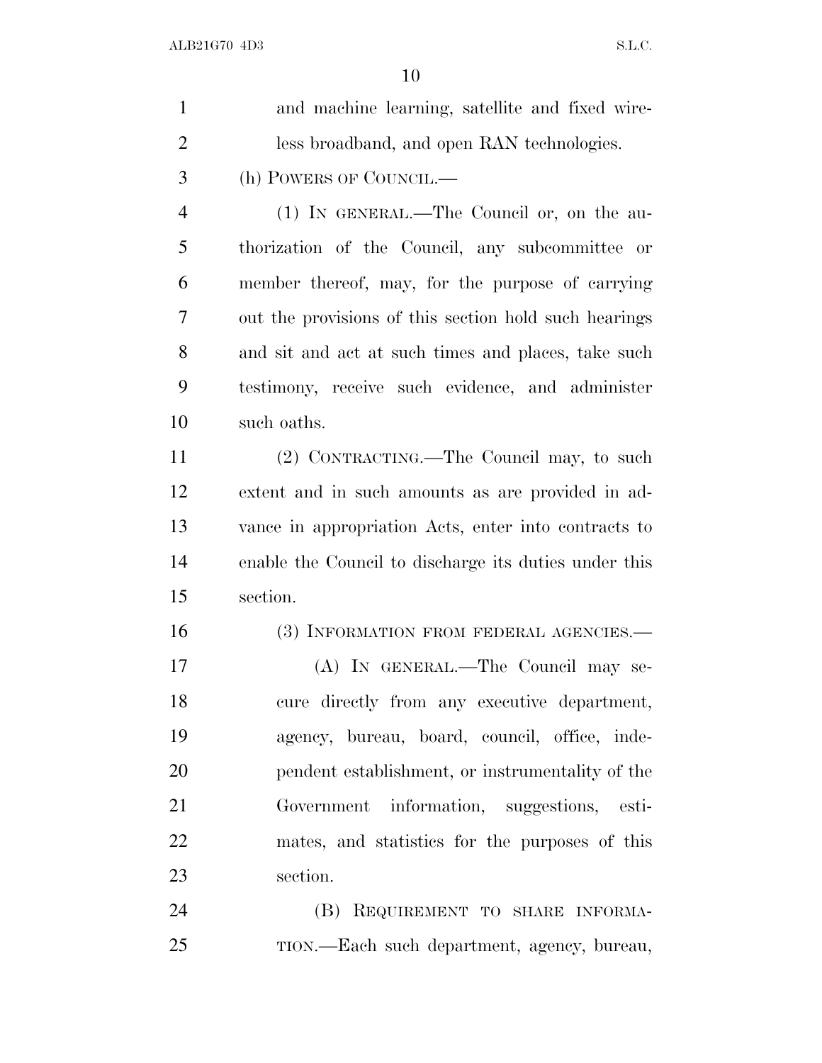and machine learning, satellite and fixed wireless broadband, and open RAN technologies.

(h) POWERS OF COUNCIL.—

(1) IN GENERAL.—The Council or, on the authorization of the Council, any subcommittee or member thereof, may, for the purpose of carrying out the provisions of this section hold such hearings and sit and act at such times and places, take such testimony, receive such evidence, and administer such oaths.

(2) CONTRACTING.—The Council may, to such extent and in such amounts as are provided in advance in appropriation Acts, enter into contracts to enable the Council to discharge its duties under this section.

(3) INFORMATION FROM FEDERAL AGENCIES.—

(A) IN GENERAL.—The Council may secure directly from any executive department, agency, bureau, board, council, office, independent establishment, or instrumentality of the Government information, suggestions, estimates, and statistics for the purposes of this section.

(B) REQUIREMENT TO SHARE INFORMATION.—Each such department, agency, bureau,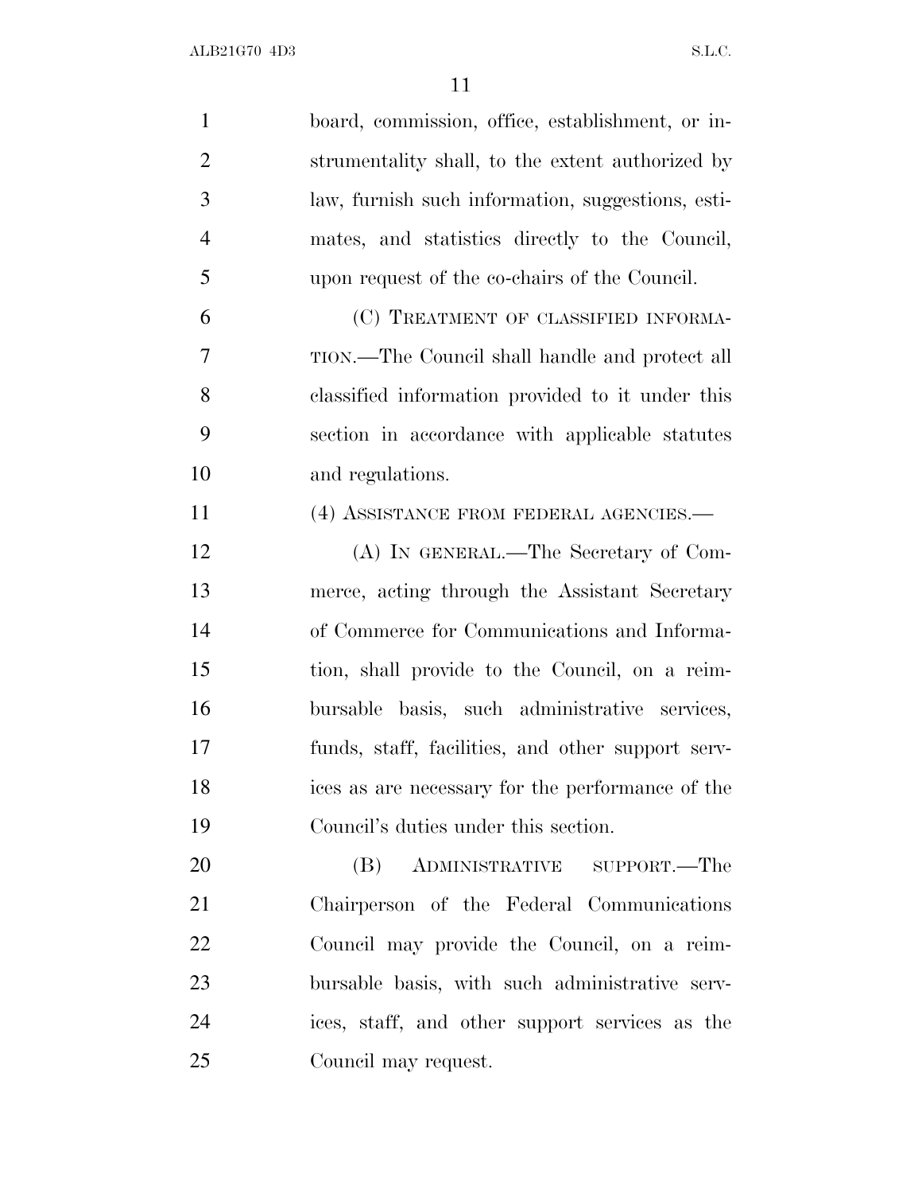board, commission, office, establishment, or instrumentality shall, to the extent authorized by law, furnish such information, suggestions, estimates, and statistics directly to the Council, upon request of the co-chairs of the Council.

(C) TREATMENT OF CLASSIFIED INFORMATION.—The Council shall handle and protect all classified information provided to it under this section in accordance with applicable statutes and regulations.

(4) ASSISTANCE FROM FEDERAL AGENCIES.—

(A) IN GENERAL.—The Secretary of Commerce, acting through the Assistant Secretary of Commerce for Communications and Information, shall provide to the Council, on a reimbursable basis, such administrative services, funds, staff, facilities, and other support services as are necessary for the performance of the Council's duties under this section.

(B) ADMINISTRATIVE SUPPORT.—The Chairperson of the Federal Communications Council may provide the Council, on a reimbursable basis, with such administrative services, staff, and other support services as the Council may request.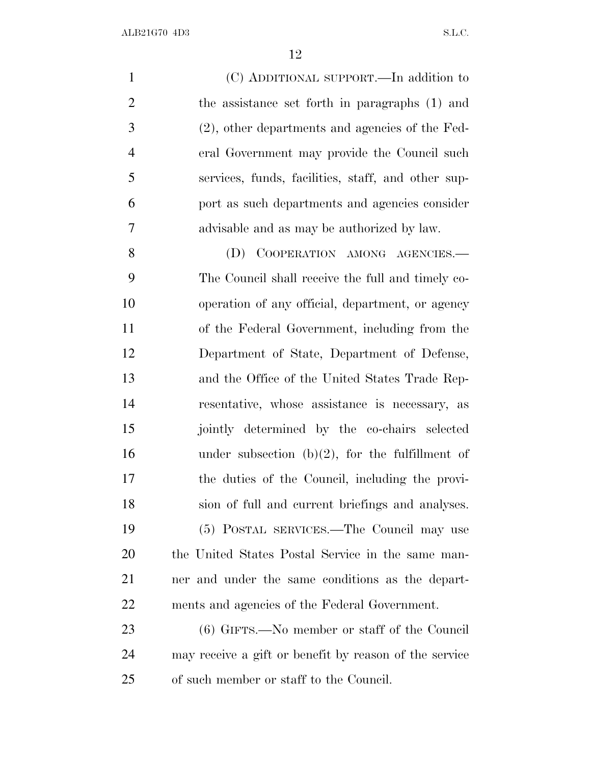(C) ADDITIONAL SUPPORT.—In addition to the assistance set forth in paragraphs (1) and (2), other departments and agencies of the Federal Government may provide the Council such services, funds, facilities, staff, and other support as such departments and agencies consider advisable and as may be authorized by law.

(D) COOPERATION AMONG AGENCIES.—The Council shall receive the full and timely cooperation of any official, department, or agency of the Federal Government, including from the Department of State, Department of Defense, and the Office of the United States Trade Representative, whose assistance is necessary, as jointly determined by the co-chairs selected under subsection (b)(2), for the fulfillment of the duties of the Council, including the provision of full and current briefings and analyses.

(5) POSTAL SERVICES.—The Council may use the United States Postal Service in the same manner and under the same conditions as the departments and agencies of the Federal Government.

(6) GIFTS.—No member or staff of the Council may receive a gift or benefit by reason of the service of such member or staff to the Council.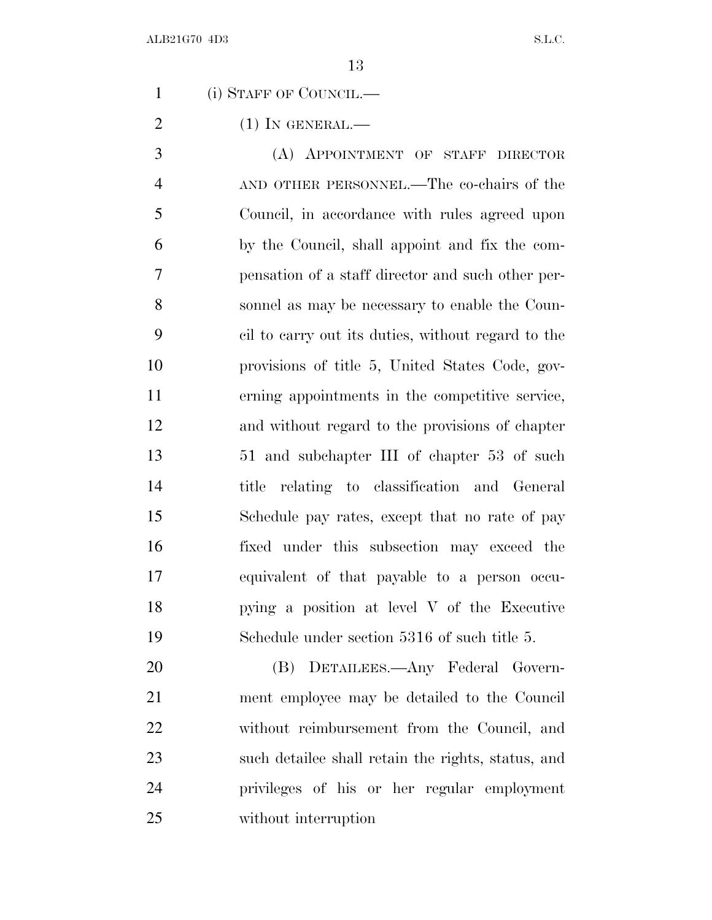(i) STAFF OF COUNCIL.—

(1) IN GENERAL.—

(A) APPOINTMENT OF STAFF DIRECTOR AND OTHER PERSONNEL.—The co-chairs of the Council, in accordance with rules agreed upon by the Council, shall appoint and fix the compensation of a staff director and such other personnel as may be necessary to enable the Council to carry out its duties, without regard to the provisions of title 5, United States Code, governing appointments in the competitive service, and without regard to the provisions of chapter 51 and subchapter III of chapter 53 of such title relating to classification and General Schedule pay rates, except that no rate of pay fixed under this subsection may exceed the equivalent of that payable to a person occupying a position at level V of the Executive Schedule under section 5316 of such title 5.

(B) DETAILEES.—Any Federal Government employee may be detailed to the Council without reimbursement from the Council, and such detailee shall retain the rights, status, and privileges of his or her regular employment without interruption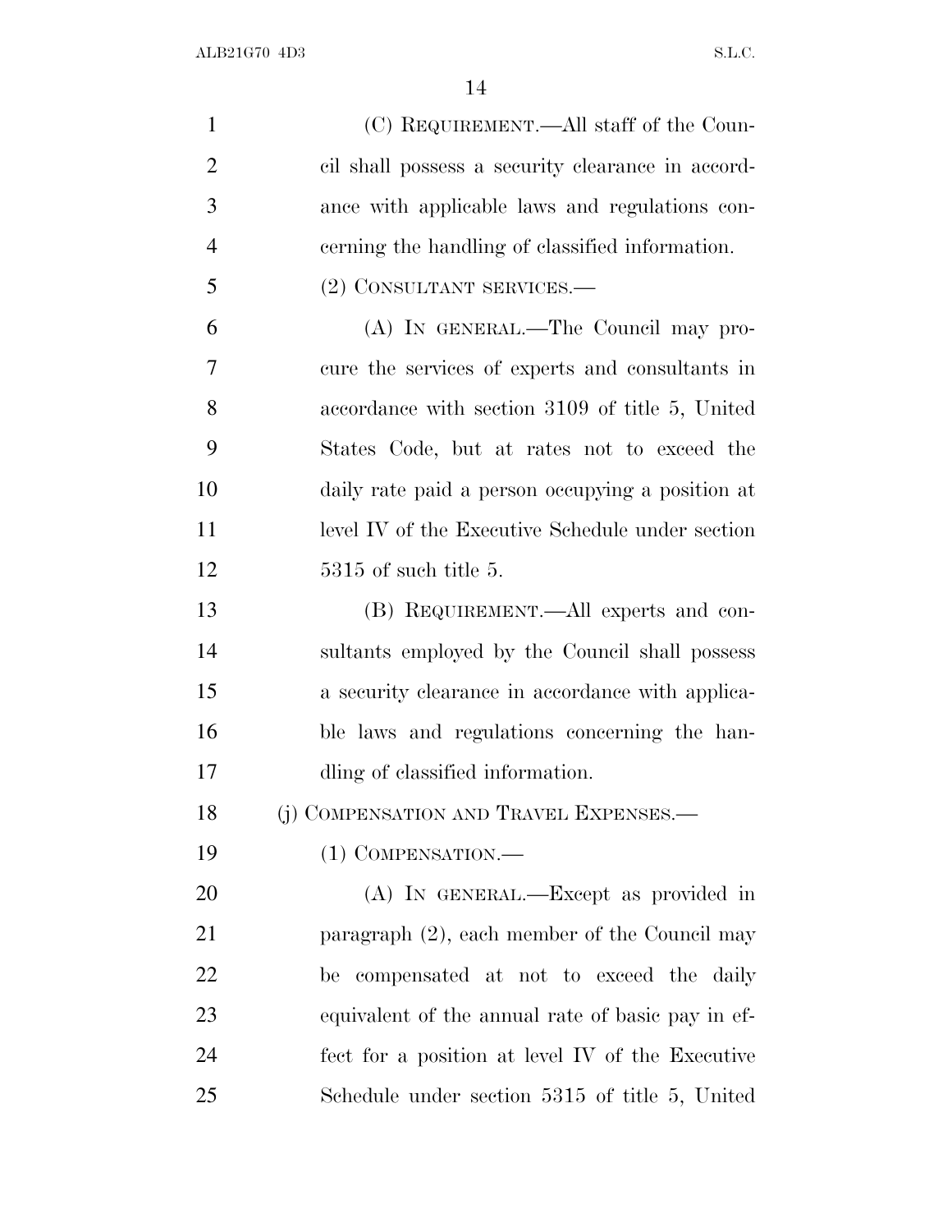(C) REQUIREMENT.—All staff of the Council shall possess a security clearance in accordance with applicable laws and regulations concerning the handling of classified information.

(2) CONSULTANT SERVICES.—

(A) IN GENERAL.—The Council may procure the services of experts and consultants in accordance with section 3109 of title 5, United States Code, but at rates not to exceed the daily rate paid a person occupying a position at level IV of the Executive Schedule under section 5315 of such title 5.

(B) REQUIREMENT.—All experts and consultants employed by the Council shall possess a security clearance in accordance with applicable laws and regulations concerning the handling of classified information.

(j) COMPENSATION AND TRAVEL EXPENSES.—

(1) COMPENSATION.—

(A) IN GENERAL.—Except as provided in paragraph (2), each member of the Council may be compensated at not to exceed the daily equivalent of the annual rate of basic pay in effect for a position at level IV of the Executive Schedule under section 5315 of title 5, United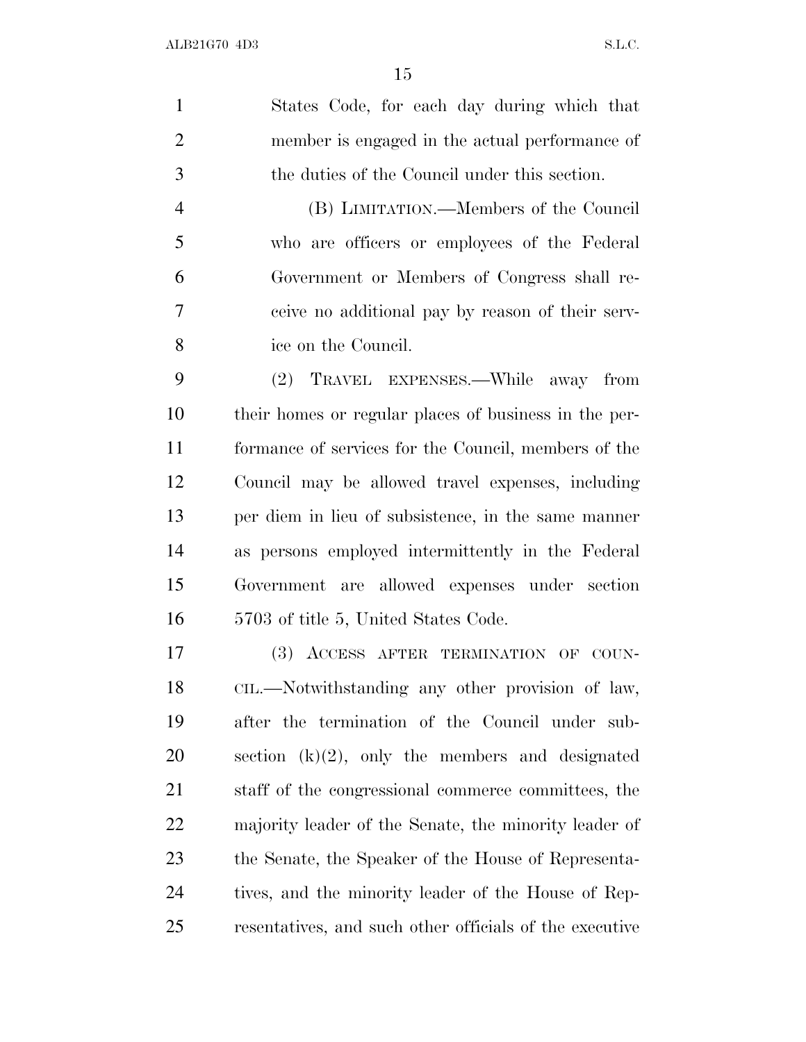States Code, for each day during which that member is engaged in the actual performance of the duties of the Council under this section.

(B) LIMITATION.—Members of the Council who are officers or employees of the Federal Government or Members of Congress shall receive no additional pay by reason of their service on the Council.

(2) TRAVEL EXPENSES.—While away from their homes or regular places of business in the performance of services for the Council, members of the Council may be allowed travel expenses, including per diem in lieu of subsistence, in the same manner as persons employed intermittently in the Federal Government are allowed expenses under section 5703 of title 5, United States Code.

(3) ACCESS AFTER TERMINATION OF COUNCIL.—Notwithstanding any other provision of law, after the termination of the Council under subsection (k)(2), only the members and designated staff of the congressional commerce committees, the majority leader of the Senate, the minority leader of the Senate, the Speaker of the House of Representatives, and the minority leader of the House of Representatives, and such other officials of the executive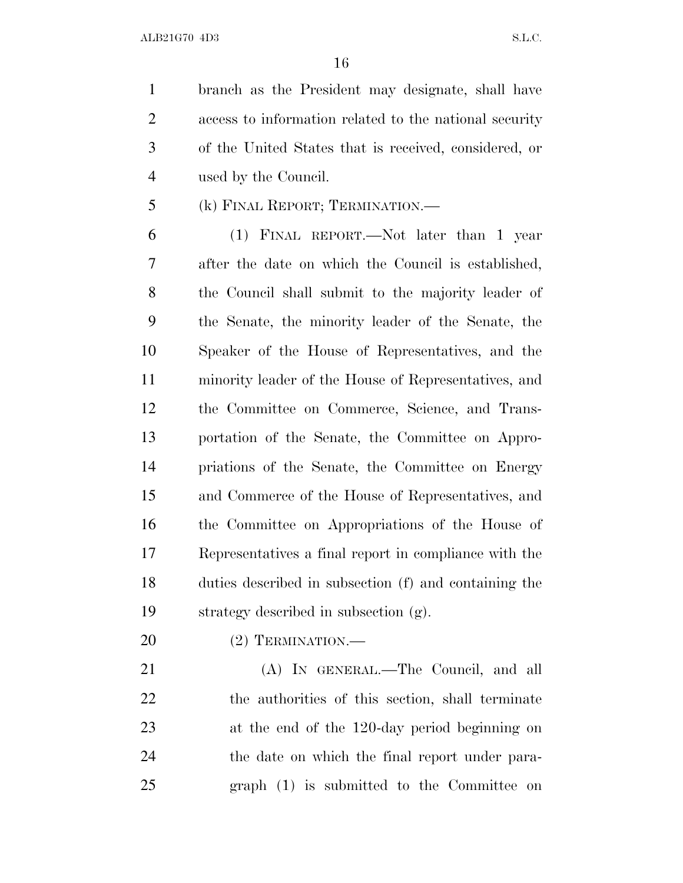branch as the President may designate, shall have access to information related to the national security of the United States that is received, considered, or used by the Council.

(k) FINAL REPORT; TERMINATION.—

(1) FINAL REPORT.—Not later than 1 year after the date on which the Council is established, the Council shall submit to the majority leader of the Senate, the minority leader of the Senate, the Speaker of the House of Representatives, and the minority leader of the House of Representatives, and the Committee on Commerce, Science, and Transportation of the Senate, the Committee on Appropriations of the Senate, the Committee on Energy and Commerce of the House of Representatives, and the Committee on Appropriations of the House of Representatives a final report in compliance with the duties described in subsection (f) and containing the strategy described in subsection (g).

(2) TERMINATION.—

(A) IN GENERAL.—The Council, and all the authorities of this section, shall terminate at the end of the 120-day period beginning on the date on which the final report under paragraph (1) is submitted to the Committee on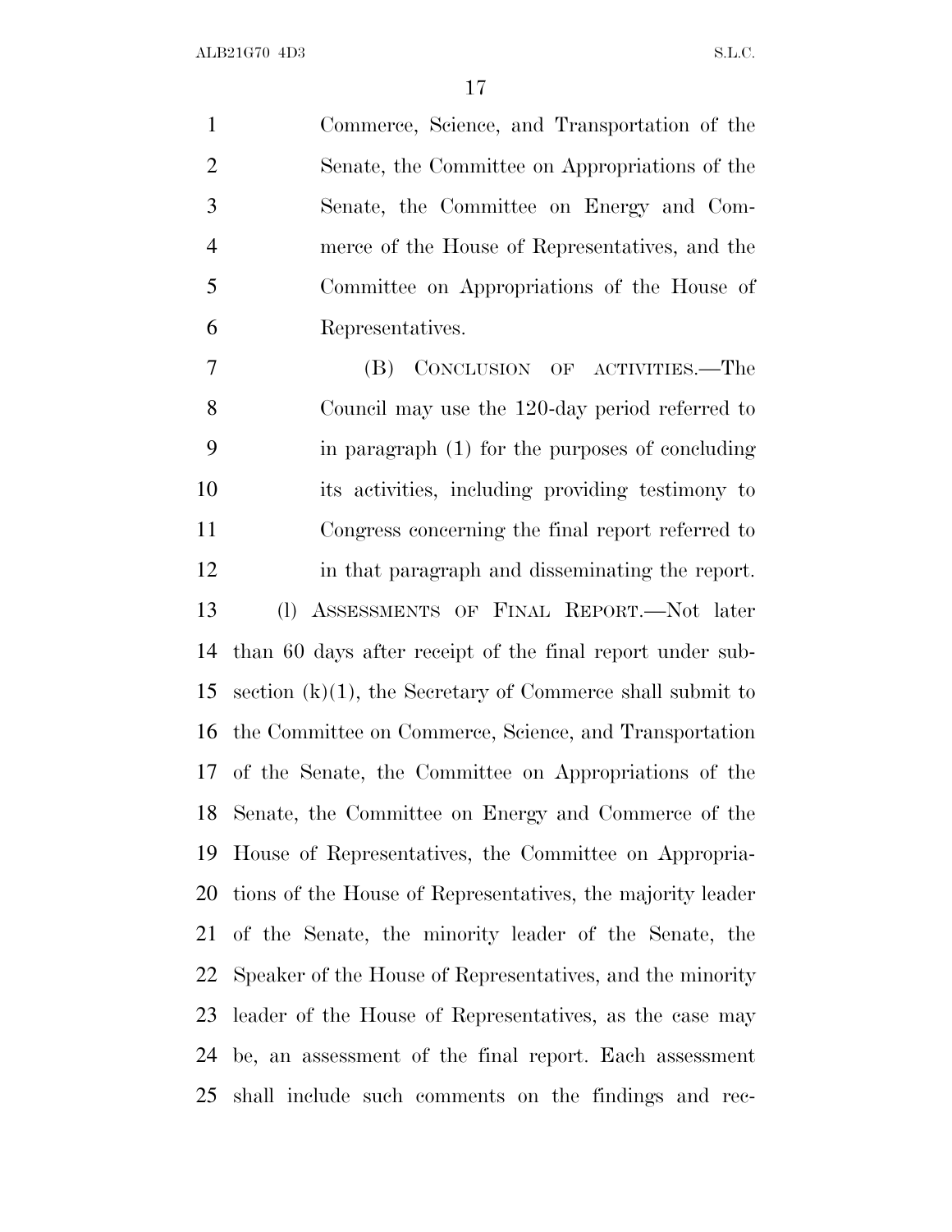Commerce, Science, and Transportation of the Senate, the Committee on Appropriations of the Senate, the Committee on Energy and Commerce of the House of Representatives, and the Committee on Appropriations of the House of Representatives.

(B) CONCLUSION OF ACTIVITIES.—The Council may use the 120-day period referred to in paragraph (1) for the purposes of concluding its activities, including providing testimony to Congress concerning the final report referred to in that paragraph and disseminating the report.

(l) ASSESSMENTS OF FINAL REPORT.—Not later than 60 days after receipt of the final report under subsection (k)(1), the Secretary of Commerce shall submit to the Committee on Commerce, Science, and Transportation of the Senate, the Committee on Appropriations of the Senate, the Committee on Energy and Commerce of the House of Representatives, the Committee on Appropriations of the House of Representatives, the majority leader of the Senate, the minority leader of the Senate, the Speaker of the House of Representatives, and the minority leader of the House of Representatives, as the case may be, an assessment of the final report. Each assessment shall include such comments on the findings and rec-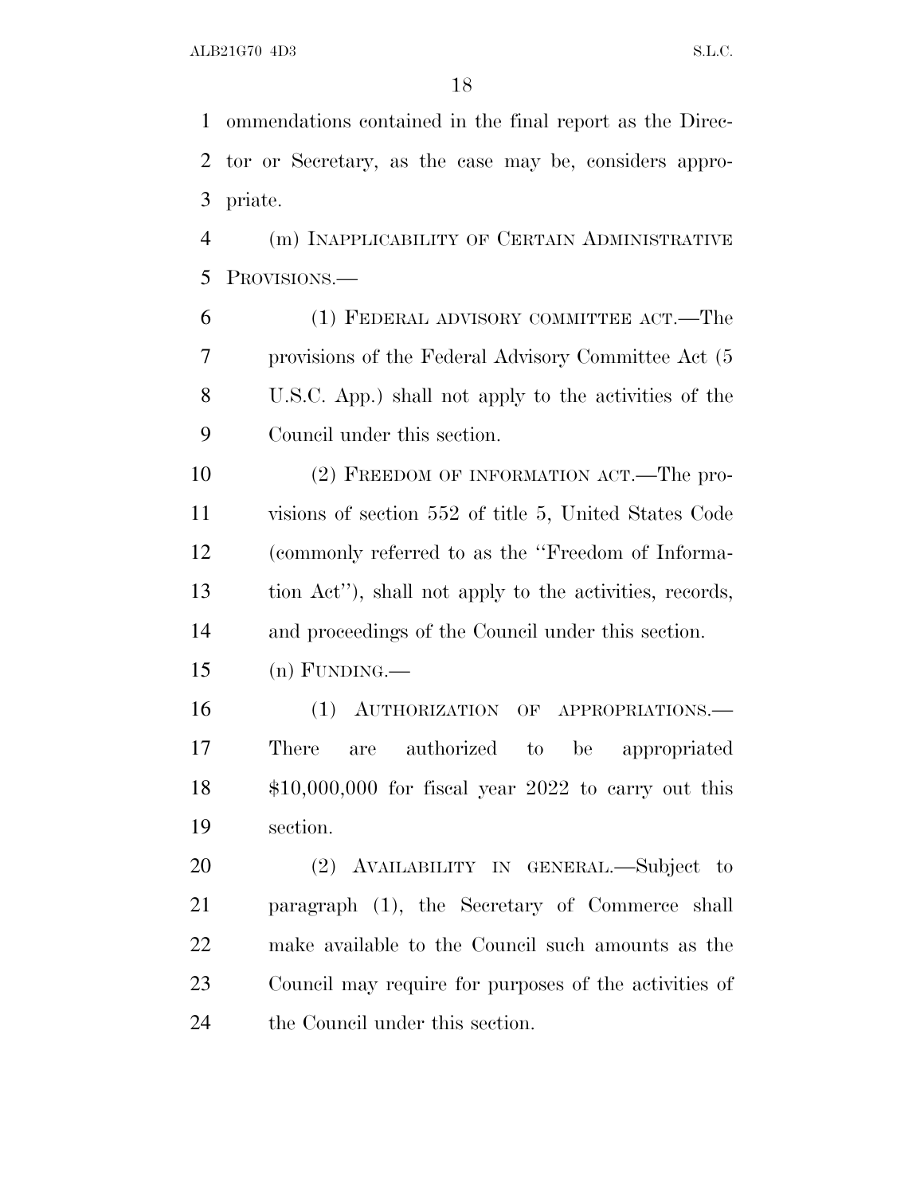ommendations contained in the final report as the Director or Secretary, as the case may be, considers appropriate.

(m) INAPPLICABILITY OF CERTAIN ADMINISTRATIVE PROVISIONS.—

(1) FEDERAL ADVISORY COMMITTEE ACT.—The provisions of the Federal Advisory Committee Act (5 U.S.C. App.) shall not apply to the activities of the Council under this section.

(2) FREEDOM OF INFORMATION ACT.—The provisions of section 552 of title 5, United States Code (commonly referred to as the ''Freedom of Information Act''), shall not apply to the activities, records, and proceedings of the Council under this section.

(n) FUNDING.—

(1) AUTHORIZATION OF APPROPRIATIONS.—There are authorized to be appropriated $10,000,000 for fiscal year 2022 to carry out this section.

(2) AVAILABILITY IN GENERAL.—Subject to paragraph (1), the Secretary of Commerce shall make available to the Council such amounts as the Council may require for purposes of the activities of the Council under this section.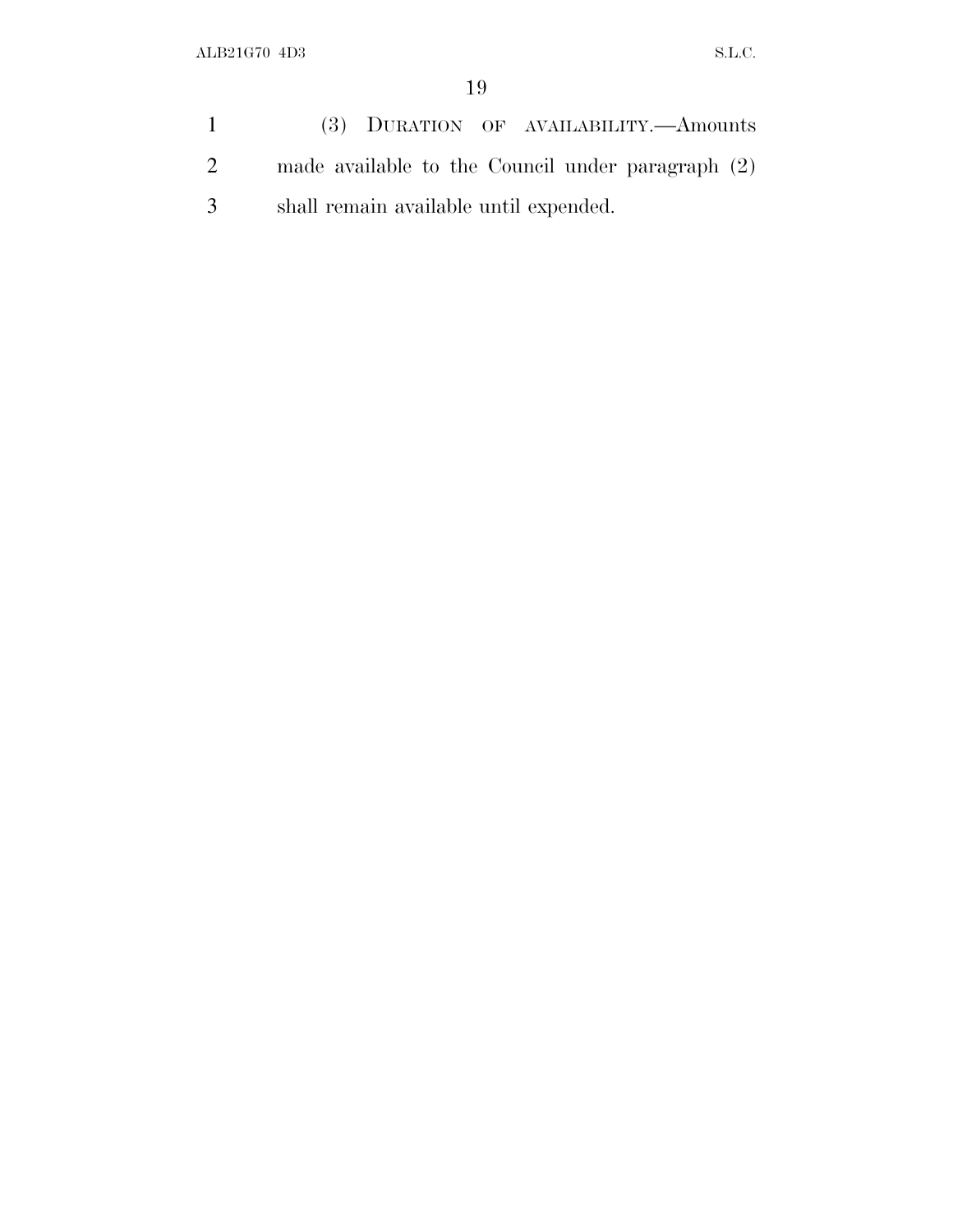(3) DURATION OF AVAILABILITY.—Amounts made available to the Council under paragraph (2) shall remain available until expended.